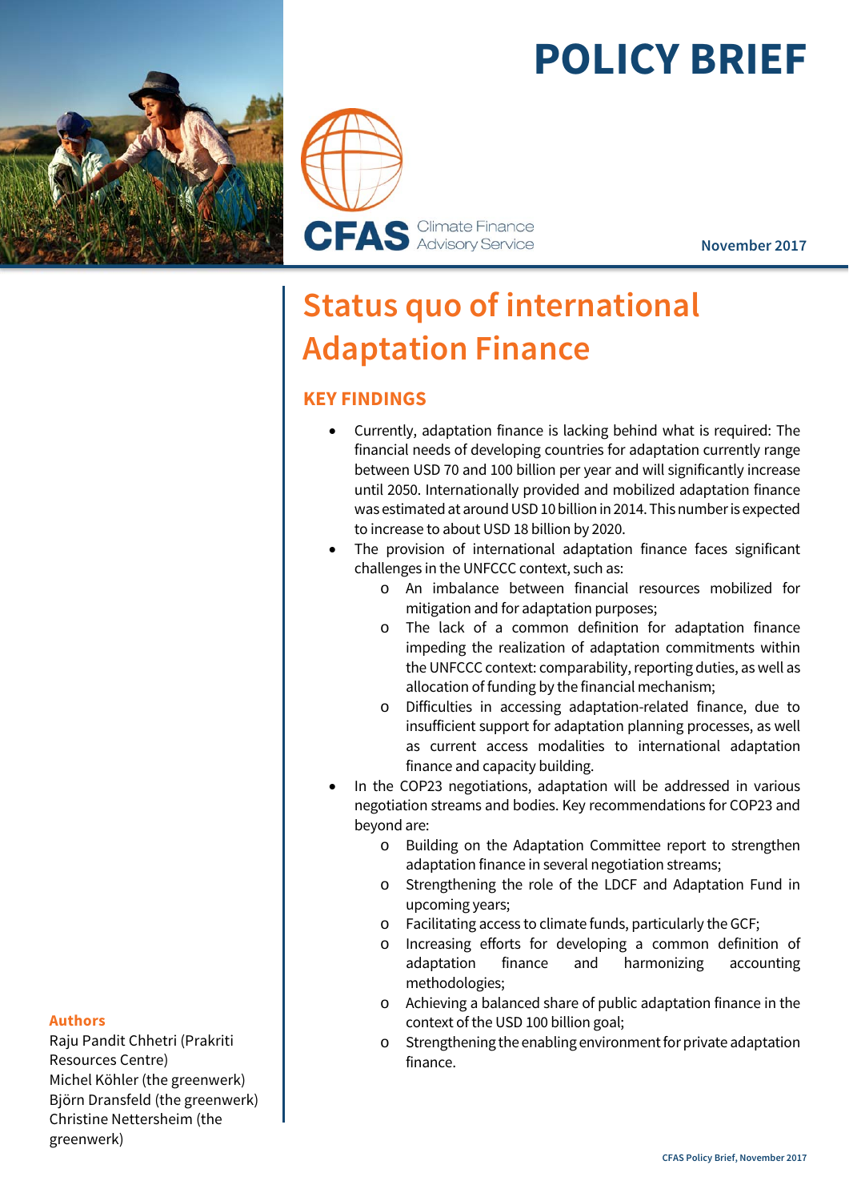# POLICY BRIEF

CFAS Climate Finance Advisory Service

November 2017

## Status quo of international Adaptation Finance

### KEY FINDINGS

- Currently, adaptation finance is lacking behind what is required: The financial needs of developing countries for adaptation currently range between USD 70 and 100 billion per year and will significantly increase until 2050. Internationally provided and mobilized adaptation finance was estimated at around USD 10 billion in 2014. This number is expected to increase to about USD 18 billion by 2020.
- The provision of international adaptation finance faces significant challenges in the UNFCCC context, such as:
  - An imbalance between financial resources mobilized for mitigation and for adaptation purposes;
  - The lack of a common definition for adaptation finance impeding the realization of adaptation commitments within the UNFCCC context: comparability, reporting duties, as well as allocation of funding by the financial mechanism;
  - Difficulties in accessing adaptation-related finance, due to insufficient support for adaptation planning processes, as well as current access modalities to international adaptation finance and capacity building.
- In the COP23 negotiations, adaptation will be addressed in various negotiation streams and bodies. Key recommendations for COP23 and beyond are:
  - Building on the Adaptation Committee report to strengthen adaptation finance in several negotiation streams;
  - Strengthening the role of the LDCF and Adaptation Fund in upcoming years;
  - Facilitating access to climate funds, particularly the GCF;
  - Increasing efforts for developing a common definition of adaptation finance and harmonizing accounting methodologies;
  - Achieving a balanced share of public adaptation finance in the context of the USD 100 billion goal;
  - Strengthening the enabling environment for private adaptation finance.

**Authors**

Raju Pandit Chhetri (Prakriti Resources Centre)
Michel Köhler (the greenwerk)
Björn Dransfeld (the greenwerk)
Christine Nettersheim (the greenwerk)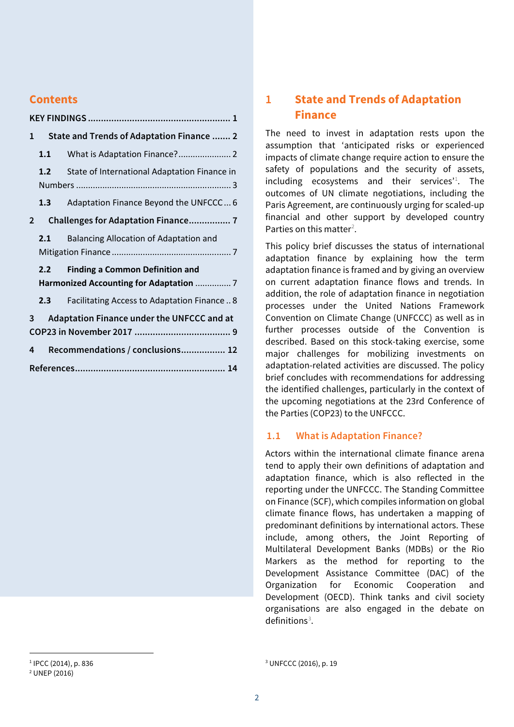## Contents

KEY FINDINGS ..................................................... 1

1 State and Trends of Adaptation Finance ....... 2

1.1 What is Adaptation Finance? ...................... 2

1.2 State of International Adaptation Finance in Numbers ................................................................ 3

1.3 Adaptation Finance Beyond the UNFCCC ... 6

2 Challenges for Adaptation Finance................ 7

2.1 Balancing Allocation of Adaptation and Mitigation Finance ................................................. 7

2.2 Finding a Common Definition and Harmonized Accounting for Adaptation ............... 7

2.3 Facilitating Access to Adaptation Finance .. 8

3 Adaptation Finance under the UNFCCC and at COP23 in November 2017 .................................... 9

4 Recommendations / conclusions................. 12

References......................................................... 14

# 1 State and Trends of Adaptation Finance

The need to invest in adaptation rests upon the assumption that 'anticipated risks or experienced impacts of climate change require action to ensure the safety of populations and the security of assets, including ecosystems and their services'[1]. The outcomes of UN climate negotiations, including the Paris Agreement, are continuously urging for scaled-up financial and other support by developed country Parties on this matter[2].

This policy brief discusses the status of international adaptation finance by explaining how the term adaptation finance is framed and by giving an overview on current adaptation finance flows and trends. In addition, the role of adaptation finance in negotiation processes under the United Nations Framework Convention on Climate Change (UNFCCC) as well as in further processes outside of the Convention is described. Based on this stock-taking exercise, some major challenges for mobilizing investments on adaptation-related activities are discussed. The policy brief concludes with recommendations for addressing the identified challenges, particularly in the context of the upcoming negotiations at the 23rd Conference of the Parties (COP23) to the UNFCCC.

## 1.1 What is Adaptation Finance?

Actors within the international climate finance arena tend to apply their own definitions of adaptation and adaptation finance, which is also reflected in the reporting under the UNFCCC. The Standing Committee on Finance (SCF), which compiles information on global climate finance flows, has undertaken a mapping of predominant definitions by international actors. These include, among others, the Joint Reporting of Multilateral Development Banks (MDBs) or the Rio Markers as the method for reporting to the Development Assistance Committee (DAC) of the Organization for Economic Cooperation and Development (OECD). Think tanks and civil society organisations are also engaged in the debate on definitions[3].

[1] IPCC (2014), p. 836
[2] UNEP (2016)
[3] UNFCCC (2016), p. 19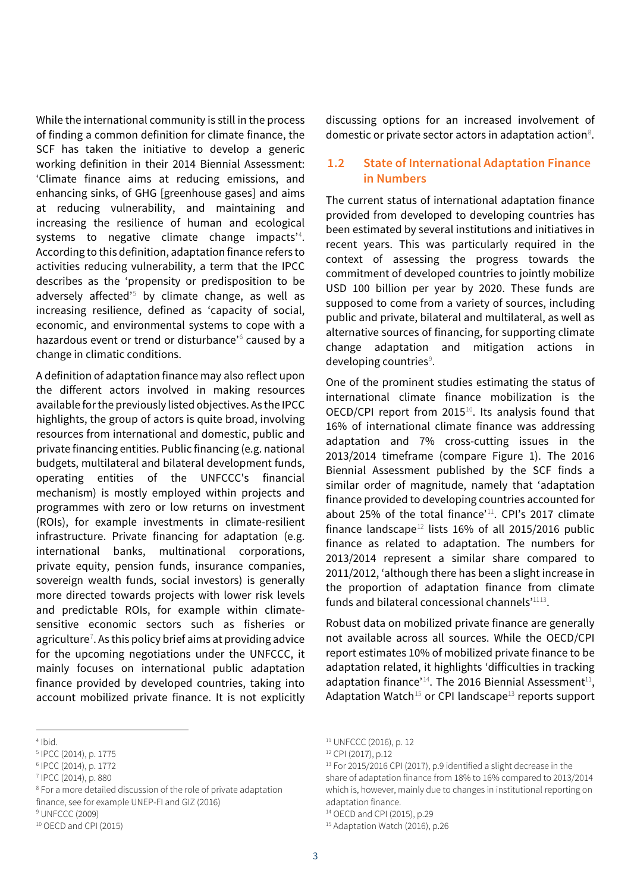While the international community is still in the process of finding a common definition for climate finance, the SCF has taken the initiative to develop a generic working definition in their 2014 Biennial Assessment: 'Climate finance aims at reducing emissions, and enhancing sinks, of GHG [greenhouse gases] and aims at reducing vulnerability, and maintaining and increasing the resilience of human and ecological systems to negative climate change impacts'[4]. According to this definition, adaptation finance refers to activities reducing vulnerability, a term that the IPCC describes as the 'propensity or predisposition to be adversely affected'[5] by climate change, as well as increasing resilience, defined as 'capacity of social, economic, and environmental systems to cope with a hazardous event or trend or disturbance'[6] caused by a change in climatic conditions.

A definition of adaptation finance may also reflect upon the different actors involved in making resources available for the previously listed objectives. As the IPCC highlights, the group of actors is quite broad, involving resources from international and domestic, public and private financing entities. Public financing (e.g. national budgets, multilateral and bilateral development funds, operating entities of the UNFCCC's financial mechanism) is mostly employed within projects and programmes with zero or low returns on investment (ROIs), for example investments in climate-resilient infrastructure. Private financing for adaptation (e.g. international banks, multinational corporations, private equity, pension funds, insurance companies, sovereign wealth funds, social investors) is generally more directed towards projects with lower risk levels and predictable ROIs, for example within climate-sensitive economic sectors such as fisheries or agriculture[7]. As this policy brief aims at providing advice for the upcoming negotiations under the UNFCCC, it mainly focuses on international public adaptation finance provided by developed countries, taking into account mobilized private finance. It is not explicitly discussing options for an increased involvement of domestic or private sector actors in adaptation action[8].

## 1.2 State of International Adaptation Finance in Numbers

The current status of international adaptation finance provided from developed to developing countries has been estimated by several institutions and initiatives in recent years. This was particularly required in the context of assessing the progress towards the commitment of developed countries to jointly mobilize USD 100 billion per year by 2020. These funds are supposed to come from a variety of sources, including public and private, bilateral and multilateral, as well as alternative sources of financing, for supporting climate change adaptation and mitigation actions in developing countries[9].

One of the prominent studies estimating the status of international climate finance mobilization is the OECD/CPI report from 2015[10]. Its analysis found that 16% of international climate finance was addressing adaptation and 7% cross-cutting issues in the 2013/2014 timeframe (compare Figure 1). The 2016 Biennial Assessment published by the SCF finds a similar order of magnitude, namely that 'adaptation finance provided to developing countries accounted for about 25% of the total finance'[11]. CPI's 2017 climate finance landscape[12] lists 16% of all 2015/2016 public finance as related to adaptation. The numbers for 2013/2014 represent a similar share compared to 2011/2012, 'although there has been a slight increase in the proportion of adaptation finance from climate funds and bilateral concessional channels'[11,13].

Robust data on mobilized private finance are generally not available across all sources. While the OECD/CPI report estimates 10% of mobilized private finance to be adaptation related, it highlights 'difficulties in tracking adaptation finance'[14]. The 2016 Biennial Assessment[11], Adaptation Watch[15] or CPI landscape[13] reports support

---

[4] Ibid.

[5] IPCC (2014), p. 1775

[6] IPCC (2014), p. 1772

[7] IPCC (2014), p. 880

[8] For a more detailed discussion of the role of private adaptation finance, see for example UNEP-FI and GIZ (2016)

[9] UNFCCC (2009)

[10] OECD and CPI (2015)

[11] UNFCCC (2016), p. 12

[12] CPI (2017), p.12

[13] For 2015/2016 CPI (2017), p.9 identified a slight decrease in the share of adaptation finance from 18% to 16% compared to 2013/2014 which is, however, mainly due to changes in institutional reporting on adaptation finance.

[14] OECD and CPI (2015), p.29

[15] Adaptation Watch (2016), p.26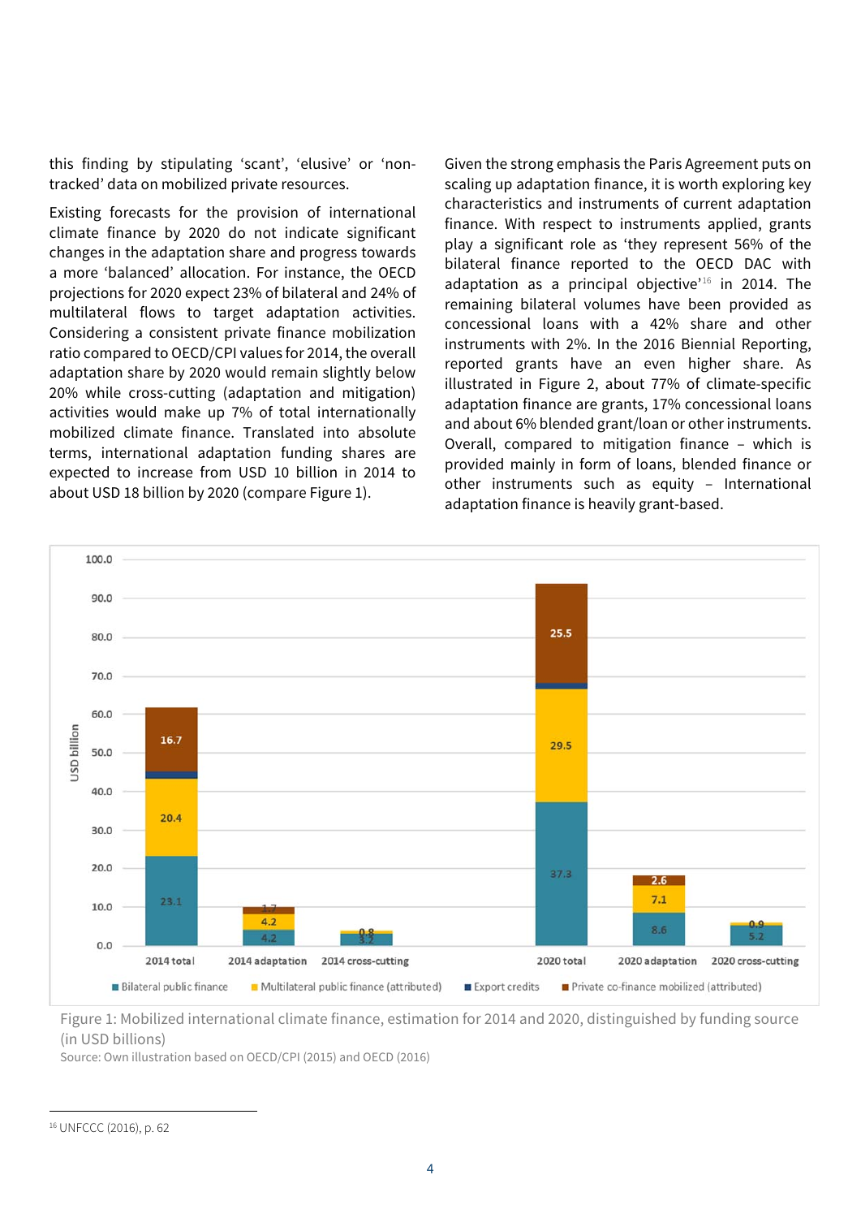this finding by stipulating 'scant', 'elusive' or 'non-tracked' data on mobilized private resources.

Existing forecasts for the provision of international climate finance by 2020 do not indicate significant changes in the adaptation share and progress towards a more 'balanced' allocation. For instance, the OECD projections for 2020 expect 23% of bilateral and 24% of multilateral flows to target adaptation activities. Considering a consistent private finance mobilization ratio compared to OECD/CPI values for 2014, the overall adaptation share by 2020 would remain slightly below 20% while cross-cutting (adaptation and mitigation) activities would make up 7% of total internationally mobilized climate finance. Translated into absolute terms, international adaptation funding shares are expected to increase from USD 10 billion in 2014 to about USD 18 billion by 2020 (compare Figure 1).

Given the strong emphasis the Paris Agreement puts on scaling up adaptation finance, it is worth exploring key characteristics and instruments of current adaptation finance. With respect to instruments applied, grants play a significant role as 'they represent 56% of the bilateral finance reported to the OECD DAC with adaptation as a principal objective'[16] in 2014. The remaining bilateral volumes have been provided as concessional loans with a 42% share and other instruments with 2%. In the 2016 Biennial Reporting, reported grants have an even higher share. As illustrated in Figure 2, about 77% of climate-specific adaptation finance are grants, 17% concessional loans and about 6% blended grant/loan or other instruments. Overall, compared to mitigation finance – which is provided mainly in form of loans, blended finance or other instruments such as equity – International adaptation finance is heavily grant-based.

Figure 1: Mobilized international climate finance, estimation for 2014 and 2020, distinguished by funding source (in USD billions)

Source: Own illustration based on OECD/CPI (2015) and OECD (2016)

[16] UNFCCC (2016), p. 62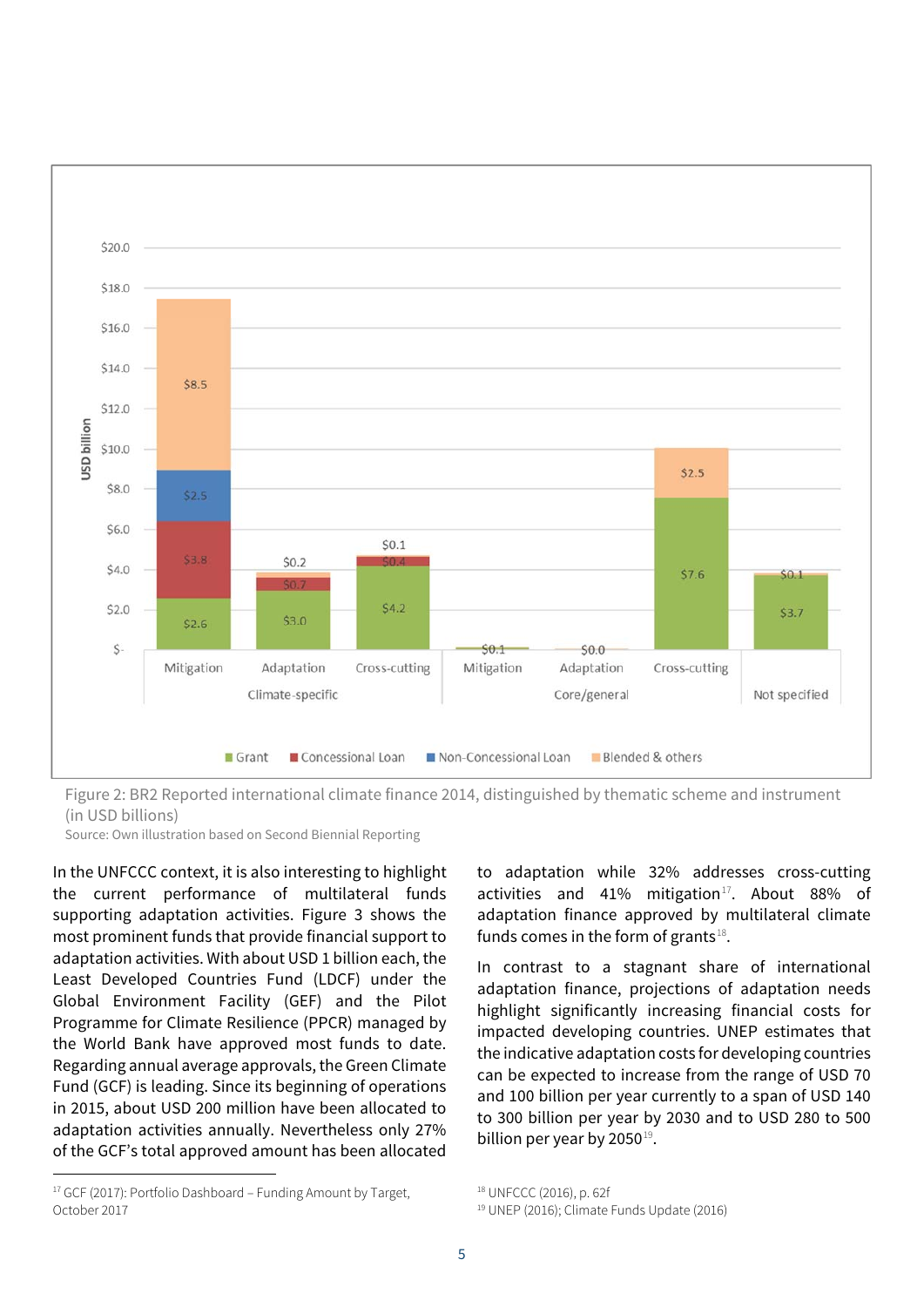Figure 2: BR2 Reported international climate finance 2014, distinguished by thematic scheme and instrument (in USD billions)

Source: Own illustration based on Second Biennial Reporting

In the UNFCCC context, it is also interesting to highlight the current performance of multilateral funds supporting adaptation activities. Figure 3 shows the most prominent funds that provide financial support to adaptation activities. With about USD 1 billion each, the Least Developed Countries Fund (LDCF) under the Global Environment Facility (GEF) and the Pilot Programme for Climate Resilience (PPCR) managed by the World Bank have approved most funds to date. Regarding annual average approvals, the Green Climate Fund (GCF) is leading. Since its beginning of operations in 2015, about USD 200 million have been allocated to adaptation activities annually. Nevertheless only 27% of the GCF's total approved amount has been allocated to adaptation while 32% addresses cross-cutting activities and 41% mitigation[17]. About 88% of adaptation finance approved by multilateral climate funds comes in the form of grants[18].

In contrast to a stagnant share of international adaptation finance, projections of adaptation needs highlight significantly increasing financial costs for impacted developing countries. UNEP estimates that the indicative adaptation costs for developing countries can be expected to increase from the range of USD 70 and 100 billion per year currently to a span of USD 140 to 300 billion per year by 2030 and to USD 280 to 500 billion per year by 2050[19].

[17] GCF (2017): Portfolio Dashboard – Funding Amount by Target, October 2017

[18] UNFCCC (2016), p. 62f

[19] UNEP (2016); Climate Funds Update (2016)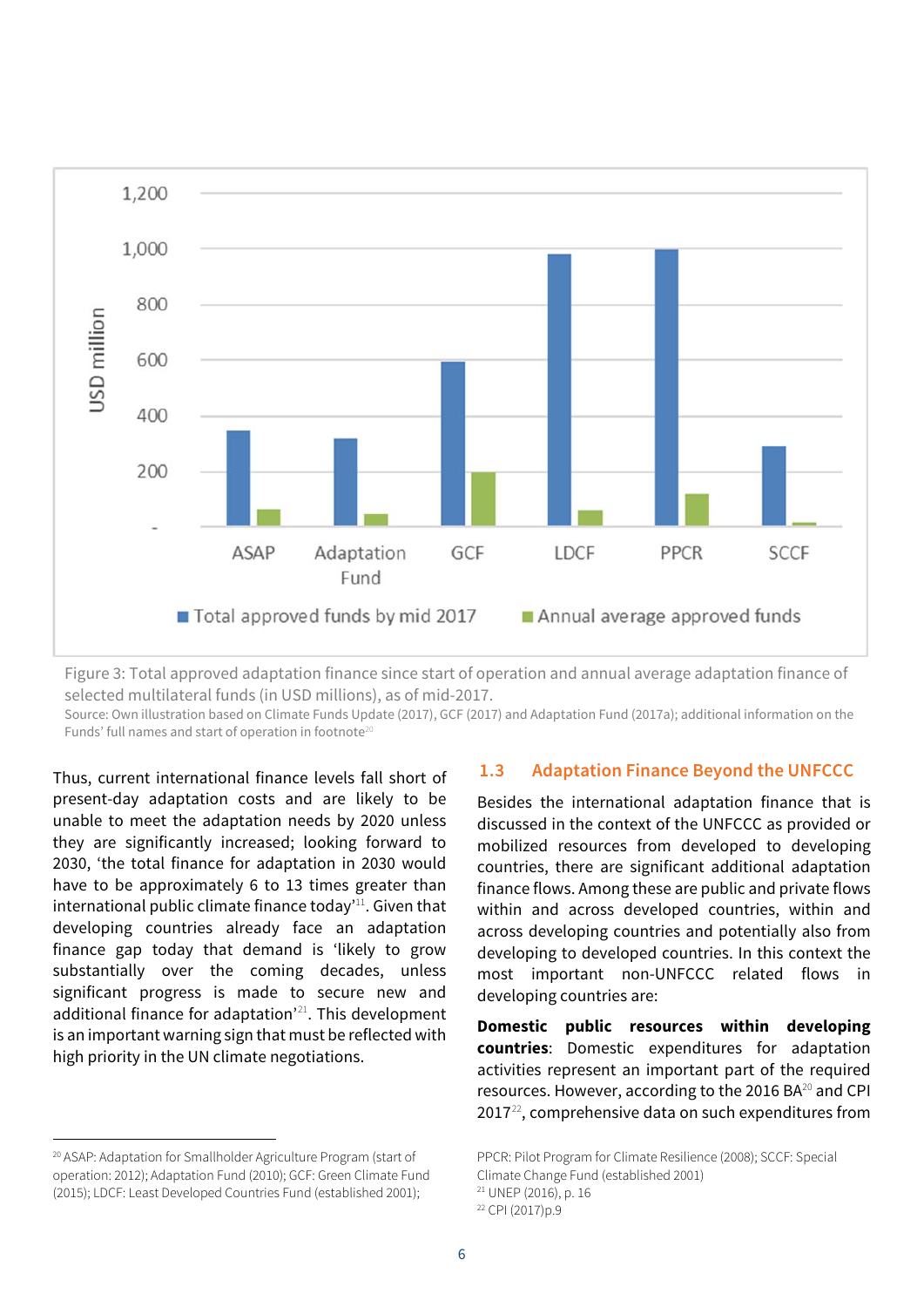Figure 3: Total approved adaptation finance since start of operation and annual average adaptation finance of selected multilateral funds (in USD millions), as of mid-2017.
Source: Own illustration based on Climate Funds Update (2017), GCF (2017) and Adaptation Fund (2017a); additional information on the Funds' full names and start of operation in footnote[20]

Thus, current international finance levels fall short of present-day adaptation costs and are likely to be unable to meet the adaptation needs by 2020 unless they are significantly increased; looking forward to 2030, 'the total finance for adaptation in 2030 would have to be approximately 6 to 13 times greater than international public climate finance today'[11]. Given that developing countries already face an adaptation finance gap today that demand is 'likely to grow substantially over the coming decades, unless significant progress is made to secure new and additional finance for adaptation'[21]. This development is an important warning sign that must be reflected with high priority in the UN climate negotiations.

## 1.3 Adaptation Finance Beyond the UNFCCC

Besides the international adaptation finance that is discussed in the context of the UNFCCC as provided or mobilized resources from developed to developing countries, there are significant additional adaptation finance flows. Among these are public and private flows within and across developed countries, within and across developing countries and potentially also from developing to developed countries. In this context the most important non-UNFCCC related flows in developing countries are:

**Domestic public resources within developing countries**: Domestic expenditures for adaptation activities represent an important part of the required resources. However, according to the 2016 BA[20] and CPI 2017[22], comprehensive data on such expenditures from

[20] ASAP: Adaptation for Smallholder Agriculture Program (start of operation: 2012); Adaptation Fund (2010); GCF: Green Climate Fund (2015); LDCF: Least Developed Countries Fund (established 2001); PPCR: Pilot Program for Climate Resilience (2008); SCCF: Special Climate Change Fund (established 2001)

[21] UNEP (2016), p. 16

[22] CPI (2017)p.9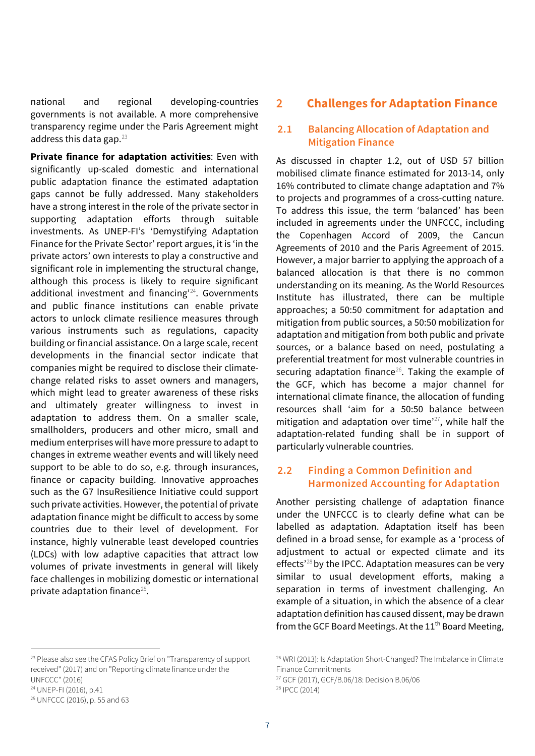national and regional developing-countries governments is not available. A more comprehensive transparency regime under the Paris Agreement might address this data gap.[23]

**Private finance for adaptation activities**: Even with significantly up-scaled domestic and international public adaptation finance the estimated adaptation gaps cannot be fully addressed. Many stakeholders have a strong interest in the role of the private sector in supporting adaptation efforts through suitable investments. As UNEP-FI's 'Demystifying Adaptation Finance for the Private Sector' report argues, it is 'in the private actors' own interests to play a constructive and significant role in implementing the structural change, although this process is likely to require significant additional investment and financing'[24]. Governments and public finance institutions can enable private actors to unlock climate resilience measures through various instruments such as regulations, capacity building or financial assistance. On a large scale, recent developments in the financial sector indicate that companies might be required to disclose their climate-change related risks to asset owners and managers, which might lead to greater awareness of these risks and ultimately greater willingness to invest in adaptation to address them. On a smaller scale, smallholders, producers and other micro, small and medium enterprises will have more pressure to adapt to changes in extreme weather events and will likely need support to be able to do so, e.g. through insurances, finance or capacity building. Innovative approaches such as the G7 InsuResilience Initiative could support such private activities. However, the potential of private adaptation finance might be difficult to access by some countries due to their level of development. For instance, highly vulnerable least developed countries (LDCs) with low adaptive capacities that attract low volumes of private investments in general will likely face challenges in mobilizing domestic or international private adaptation finance[25].

## 2 Challenges for Adaptation Finance

### 2.1 Balancing Allocation of Adaptation and Mitigation Finance

As discussed in chapter 1.2, out of USD 57 billion mobilised climate finance estimated for 2013-14, only 16% contributed to climate change adaptation and 7% to projects and programmes of a cross-cutting nature. To address this issue, the term 'balanced' has been included in agreements under the UNFCCC, including the Copenhagen Accord of 2009, the Cancun Agreements of 2010 and the Paris Agreement of 2015. However, a major barrier to applying the approach of a balanced allocation is that there is no common understanding on its meaning. As the World Resources Institute has illustrated, there can be multiple approaches; a 50:50 commitment for adaptation and mitigation from public sources, a 50:50 mobilization for adaptation and mitigation from both public and private sources, or a balance based on need, postulating a preferential treatment for most vulnerable countries in securing adaptation finance[26]. Taking the example of the GCF, which has become a major channel for international climate finance, the allocation of funding resources shall 'aim for a 50:50 balance between mitigation and adaptation over time'[27], while half the adaptation-related funding shall be in support of particularly vulnerable countries.

### 2.2 Finding a Common Definition and Harmonized Accounting for Adaptation

Another persisting challenge of adaptation finance under the UNFCCC is to clearly define what can be labelled as adaptation. Adaptation itself has been defined in a broad sense, for example as a 'process of adjustment to actual or expected climate and its effects'[28] by the IPCC. Adaptation measures can be very similar to usual development efforts, making a separation in terms of investment challenging. An example of a situation, in which the absence of a clear adaptation definition has caused dissent, may be drawn from the GCF Board Meetings. At the 11th Board Meeting,

---

[23] Please also see the CFAS Policy Brief on "Transparency of support received" (2017) and on "Reporting climate finance under the UNFCCC" (2016)

[24] UNEP-FI (2016), p.41

[25] UNFCCC (2016), p. 55 and 63

[26] WRI (2013): Is Adaptation Short-Changed? The Imbalance in Climate Finance Commitments

[27] GCF (2017), GCF/B.06/18: Decision B.06/06

[28] IPCC (2014)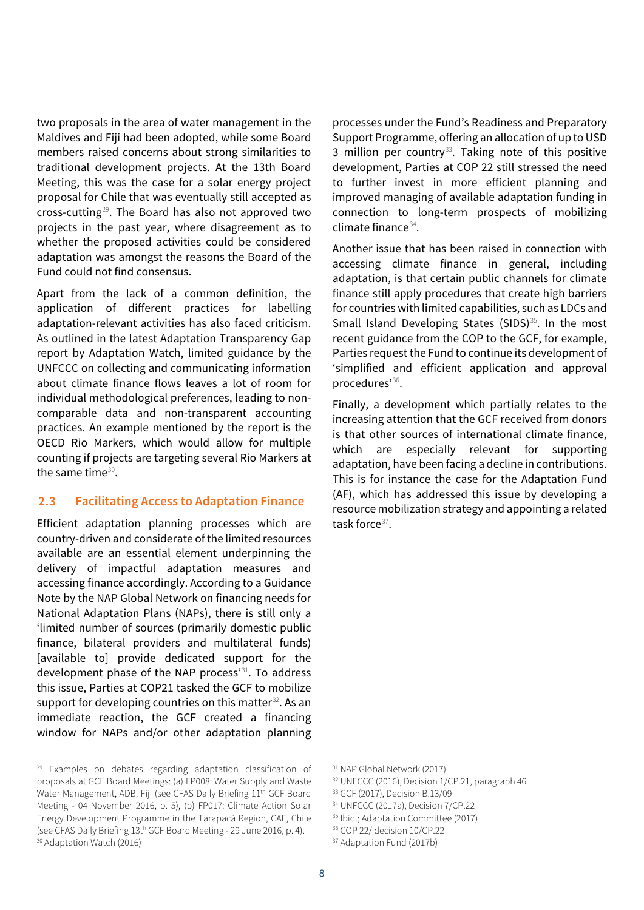two proposals in the area of water management in the Maldives and Fiji had been adopted, while some Board members raised concerns about strong similarities to traditional development projects. At the 13th Board Meeting, this was the case for a solar energy project proposal for Chile that was eventually still accepted as cross-cutting[29]. The Board has also not approved two projects in the past year, where disagreement as to whether the proposed activities could be considered adaptation was amongst the reasons the Board of the Fund could not find consensus.

Apart from the lack of a common definition, the application of different practices for labelling adaptation-relevant activities has also faced criticism. As outlined in the latest Adaptation Transparency Gap report by Adaptation Watch, limited guidance by the UNFCCC on collecting and communicating information about climate finance flows leaves a lot of room for individual methodological preferences, leading to non-comparable data and non-transparent accounting practices. An example mentioned by the report is the OECD Rio Markers, which would allow for multiple counting if projects are targeting several Rio Markers at the same time[30].

## 2.3 Facilitating Access to Adaptation Finance

Efficient adaptation planning processes which are country-driven and considerate of the limited resources available are an essential element underpinning the delivery of impactful adaptation measures and accessing finance accordingly. According to a Guidance Note by the NAP Global Network on financing needs for National Adaptation Plans (NAPs), there is still only a 'limited number of sources (primarily domestic public finance, bilateral providers and multilateral funds) [available to] provide dedicated support for the development phase of the NAP process'[31]. To address this issue, Parties at COP21 tasked the GCF to mobilize support for developing countries on this matter[32]. As an immediate reaction, the GCF created a financing window for NAPs and/or other adaptation planning processes under the Fund's Readiness and Preparatory Support Programme, offering an allocation of up to USD 3 million per country[33]. Taking note of this positive development, Parties at COP 22 still stressed the need to further invest in more efficient planning and improved managing of available adaptation funding in connection to long-term prospects of mobilizing climate finance[34].

Another issue that has been raised in connection with accessing climate finance in general, including adaptation, is that certain public channels for climate finance still apply procedures that create high barriers for countries with limited capabilities, such as LDCs and Small Island Developing States (SIDS)[35]. In the most recent guidance from the COP to the GCF, for example, Parties request the Fund to continue its development of 'simplified and efficient application and approval procedures'[36].

Finally, a development which partially relates to the increasing attention that the GCF received from donors is that other sources of international climate finance, which are especially relevant for supporting adaptation, have been facing a decline in contributions. This is for instance the case for the Adaptation Fund (AF), which has addressed this issue by developing a resource mobilization strategy and appointing a related task force[37].

---

[29] Examples on debates regarding adaptation classification of proposals at GCF Board Meetings: (a) FP008: Water Supply and Waste Water Management, ADB, Fiji (see CFAS Daily Briefing 11th GCF Board Meeting - 04 November 2016, p. 5), (b) FP017: Climate Action Solar Energy Development Programme in the Tarapacá Region, CAF, Chile (see CFAS Daily Briefing 13th GCF Board Meeting - 29 June 2016, p. 4).

[30] Adaptation Watch (2016)

[31] NAP Global Network (2017)

[32] UNFCCC (2016), Decision 1/CP.21, paragraph 46

[33] GCF (2017), Decision B.13/09

[34] UNFCCC (2017a), Decision 7/CP.22

[35] Ibid.; Adaptation Committee (2017)

[36] COP 22/ decision 10/CP.22

[37] Adaptation Fund (2017b)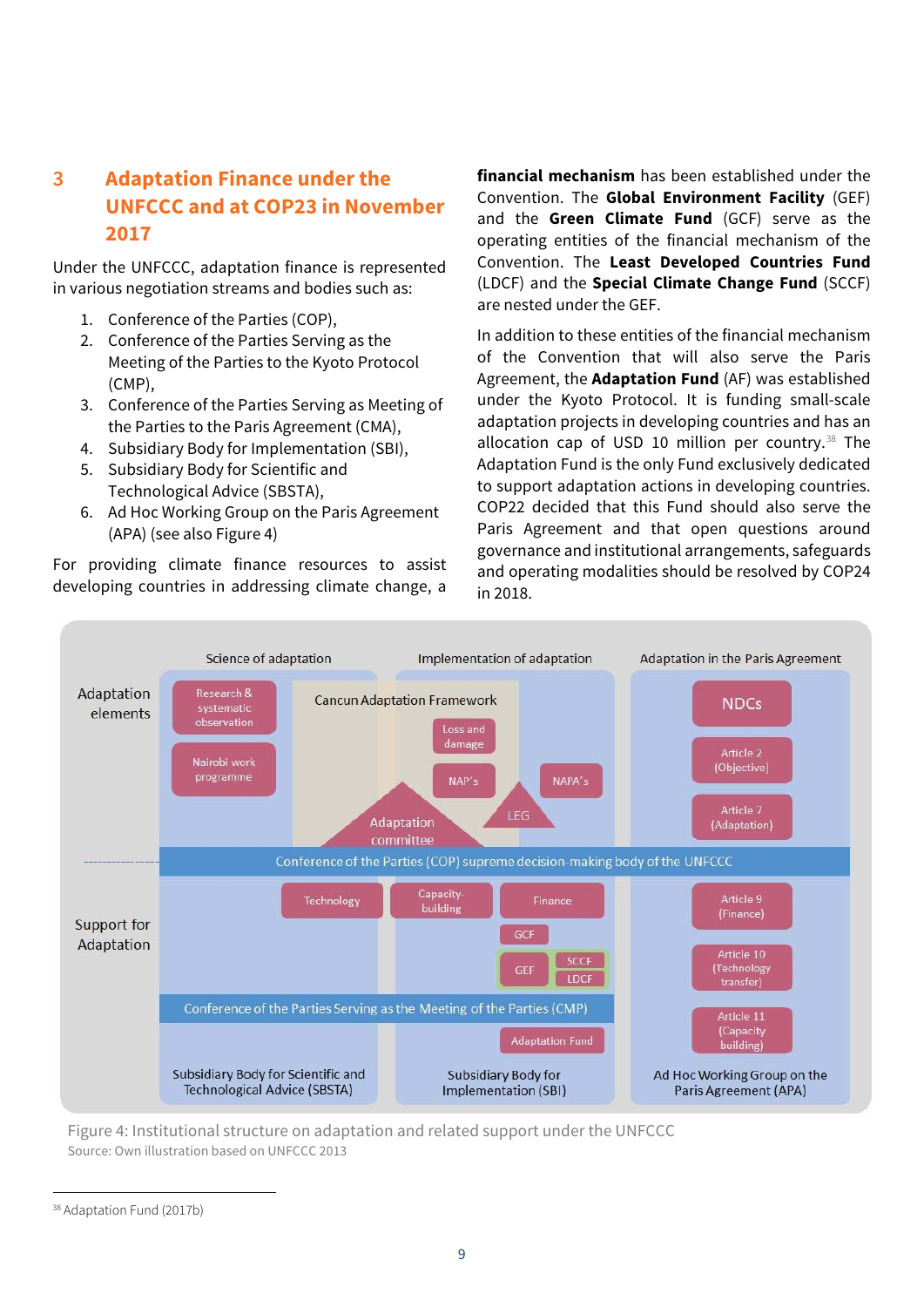## 3 Adaptation Finance under the UNFCCC and at COP23 in November 2017

Under the UNFCCC, adaptation finance is represented in various negotiation streams and bodies such as:

1. Conference of the Parties (COP),
2. Conference of the Parties Serving as the Meeting of the Parties to the Kyoto Protocol (CMP),
3. Conference of the Parties Serving as Meeting of the Parties to the Paris Agreement (CMA),
4. Subsidiary Body for Implementation (SBI),
5. Subsidiary Body for Scientific and Technological Advice (SBSTA),
6. Ad Hoc Working Group on the Paris Agreement (APA) (see also Figure 4)

For providing climate finance resources to assist developing countries in addressing climate change, a **financial mechanism** has been established under the Convention. The **Global Environment Facility** (GEF) and the **Green Climate Fund** (GCF) serve as the operating entities of the financial mechanism of the Convention. The **Least Developed Countries Fund** (LDCF) and the **Special Climate Change Fund** (SCCF) are nested under the GEF.

In addition to these entities of the financial mechanism of the Convention that will also serve the Paris Agreement, the **Adaptation Fund** (AF) was established under the Kyoto Protocol. It is funding small-scale adaptation projects in developing countries and has an allocation cap of USD 10 million per country.[38] The Adaptation Fund is the only Fund exclusively dedicated to support adaptation actions in developing countries. COP22 decided that this Fund should also serve the Paris Agreement and that open questions around governance and institutional arrangements, safeguards and operating modalities should be resolved by COP24 in 2018.

Figure 4: Institutional structure on adaptation and related support under the UNFCCC
Source: Own illustration based on UNFCCC 2013

[38] Adaptation Fund (2017b)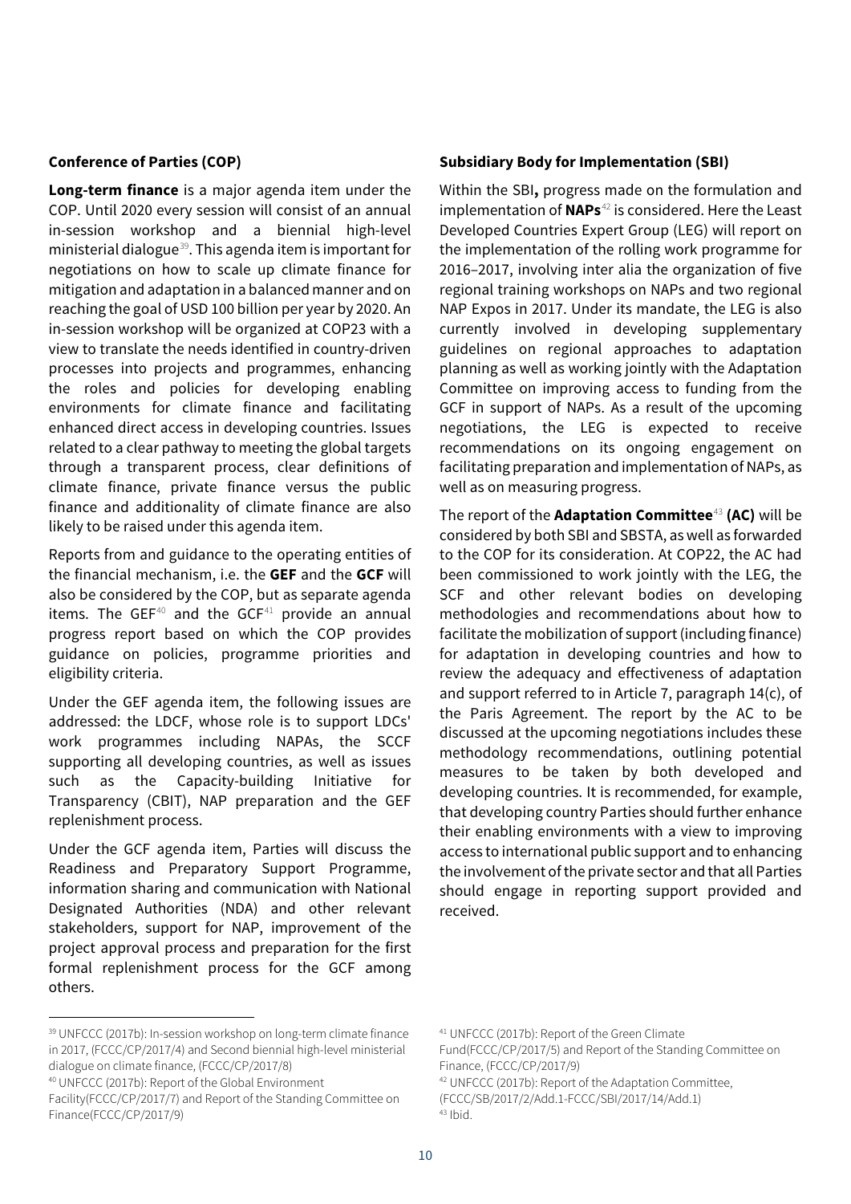### Conference of Parties (COP)

**Long-term finance** is a major agenda item under the COP. Until 2020 every session will consist of an annual in-session workshop and a biennial high-level ministerial dialogue[39]. This agenda item is important for negotiations on how to scale up climate finance for mitigation and adaptation in a balanced manner and on reaching the goal of USD 100 billion per year by 2020. An in-session workshop will be organized at COP23 with a view to translate the needs identified in country-driven processes into projects and programmes, enhancing the roles and policies for developing enabling environments for climate finance and facilitating enhanced direct access in developing countries. Issues related to a clear pathway to meeting the global targets through a transparent process, clear definitions of climate finance, private finance versus the public finance and additionality of climate finance are also likely to be raised under this agenda item.

Reports from and guidance to the operating entities of the financial mechanism, i.e. the **GEF** and the **GCF** will also be considered by the COP, but as separate agenda items. The GEF[40] and the GCF[41] provide an annual progress report based on which the COP provides guidance on policies, programme priorities and eligibility criteria.

Under the GEF agenda item, the following issues are addressed: the LDCF, whose role is to support LDCs' work programmes including NAPAs, the SCCF supporting all developing countries, as well as issues such as the Capacity-building Initiative for Transparency (CBIT), NAP preparation and the GEF replenishment process.

Under the GCF agenda item, Parties will discuss the Readiness and Preparatory Support Programme, information sharing and communication with National Designated Authorities (NDA) and other relevant stakeholders, support for NAP, improvement of the project approval process and preparation for the first formal replenishment process for the GCF among others.

### Subsidiary Body for Implementation (SBI)

Within the SBI**,** progress made on the formulation and implementation of **NAPs**[42] is considered. Here the Least Developed Countries Expert Group (LEG) will report on the implementation of the rolling work programme for 2016–2017, involving inter alia the organization of five regional training workshops on NAPs and two regional NAP Expos in 2017. Under its mandate, the LEG is also currently involved in developing supplementary guidelines on regional approaches to adaptation planning as well as working jointly with the Adaptation Committee on improving access to funding from the GCF in support of NAPs. As a result of the upcoming negotiations, the LEG is expected to receive recommendations on its ongoing engagement on facilitating preparation and implementation of NAPs, as well as on measuring progress.

The report of the **Adaptation Committee**[43] **(AC)** will be considered by both SBI and SBSTA, as well as forwarded to the COP for its consideration. At COP22, the AC had been commissioned to work jointly with the LEG, the SCF and other relevant bodies on developing methodologies and recommendations about how to facilitate the mobilization of support (including finance) for adaptation in developing countries and how to review the adequacy and effectiveness of adaptation and support referred to in Article 7, paragraph 14(c), of the Paris Agreement. The report by the AC to be discussed at the upcoming negotiations includes these methodology recommendations, outlining potential measures to be taken by both developed and developing countries. It is recommended, for example, that developing country Parties should further enhance their enabling environments with a view to improving access to international public support and to enhancing the involvement of the private sector and that all Parties should engage in reporting support provided and received.

---

[39] UNFCCC (2017b): In-session workshop on long-term climate finance in 2017, (FCCC/CP/2017/4) and Second biennial high-level ministerial dialogue on climate finance, (FCCC/CP/2017/8)

[40] UNFCCC (2017b): Report of the Global Environment Facility(FCCC/CP/2017/7) and Report of the Standing Committee on Finance(FCCC/CP/2017/9)

[41] UNFCCC (2017b): Report of the Green Climate Fund(FCCC/CP/2017/5) and Report of the Standing Committee on Finance, (FCCC/CP/2017/9)

[42] UNFCCC (2017b): Report of the Adaptation Committee, (FCCC/SB/2017/2/Add.1-FCCC/SBI/2017/14/Add.1)

[43] Ibid.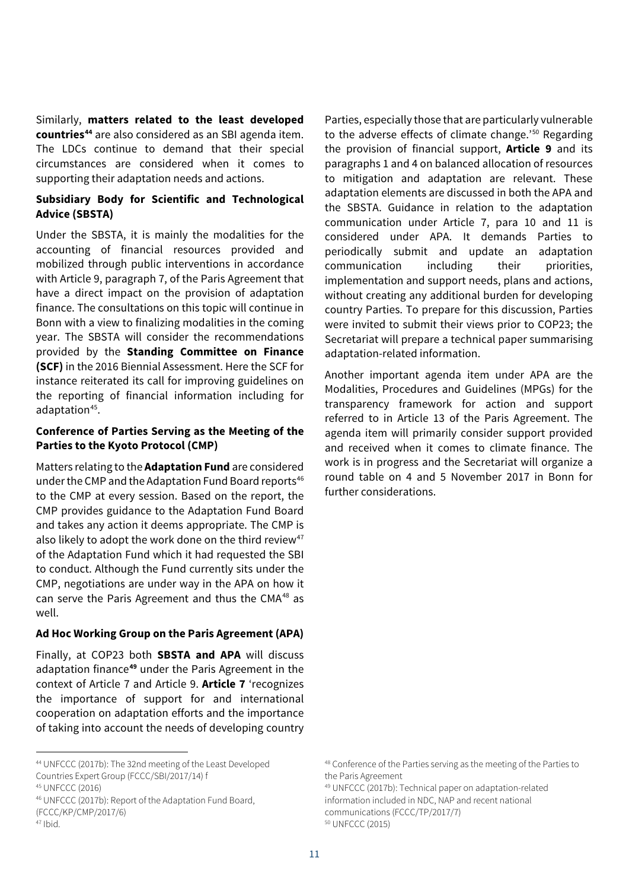Similarly, **matters related to the least developed countries**[44] are also considered as an SBI agenda item. The LDCs continue to demand that their special circumstances are considered when it comes to supporting their adaptation needs and actions.

**Subsidiary Body for Scientific and Technological Advice (SBSTA)**

Under the SBSTA, it is mainly the modalities for the accounting of financial resources provided and mobilized through public interventions in accordance with Article 9, paragraph 7, of the Paris Agreement that have a direct impact on the provision of adaptation finance. The consultations on this topic will continue in Bonn with a view to finalizing modalities in the coming year. The SBSTA will consider the recommendations provided by the **Standing Committee on Finance (SCF)** in the 2016 Biennial Assessment. Here the SCF for instance reiterated its call for improving guidelines on the reporting of financial information including for adaptation[45].

**Conference of Parties Serving as the Meeting of the Parties to the Kyoto Protocol (CMP)**

Matters relating to the **Adaptation Fund** are considered under the CMP and the Adaptation Fund Board reports[46] to the CMP at every session. Based on the report, the CMP provides guidance to the Adaptation Fund Board and takes any action it deems appropriate. The CMP is also likely to adopt the work done on the third review[47] of the Adaptation Fund which it had requested the SBI to conduct. Although the Fund currently sits under the CMP, negotiations are under way in the APA on how it can serve the Paris Agreement and thus the CMA[48] as well.

**Ad Hoc Working Group on the Paris Agreement (APA)**

Finally, at COP23 both **SBSTA and APA** will discuss adaptation finance[49] under the Paris Agreement in the context of Article 7 and Article 9. **Article 7** 'recognizes the importance of support for and international cooperation on adaptation efforts and the importance of taking into account the needs of developing country Parties, especially those that are particularly vulnerable to the adverse effects of climate change.'[50] Regarding the provision of financial support, **Article 9** and its paragraphs 1 and 4 on balanced allocation of resources to mitigation and adaptation are relevant. These adaptation elements are discussed in both the APA and the SBSTA. Guidance in relation to the adaptation communication under Article 7, para 10 and 11 is considered under APA. It demands Parties to periodically submit and update an adaptation communication including their priorities, implementation and support needs, plans and actions, without creating any additional burden for developing country Parties. To prepare for this discussion, Parties were invited to submit their views prior to COP23; the Secretariat will prepare a technical paper summarising adaptation-related information.

Another important agenda item under APA are the Modalities, Procedures and Guidelines (MPGs) for the transparency framework for action and support referred to in Article 13 of the Paris Agreement. The agenda item will primarily consider support provided and received when it comes to climate finance. The work is in progress and the Secretariat will organize a round table on 4 and 5 November 2017 in Bonn for further considerations.

---

[44] UNFCCC (2017b): The 32nd meeting of the Least Developed Countries Expert Group (FCCC/SBI/2017/14) f

[45] UNFCCC (2016)

[46] UNFCCC (2017b): Report of the Adaptation Fund Board, (FCCC/KP/CMP/2017/6)

[47] Ibid.

[48] Conference of the Parties serving as the meeting of the Parties to the Paris Agreement

[49] UNFCCC (2017b): Technical paper on adaptation-related information included in NDC, NAP and recent national communications (FCCC/TP/2017/7)

[50] UNFCCC (2015)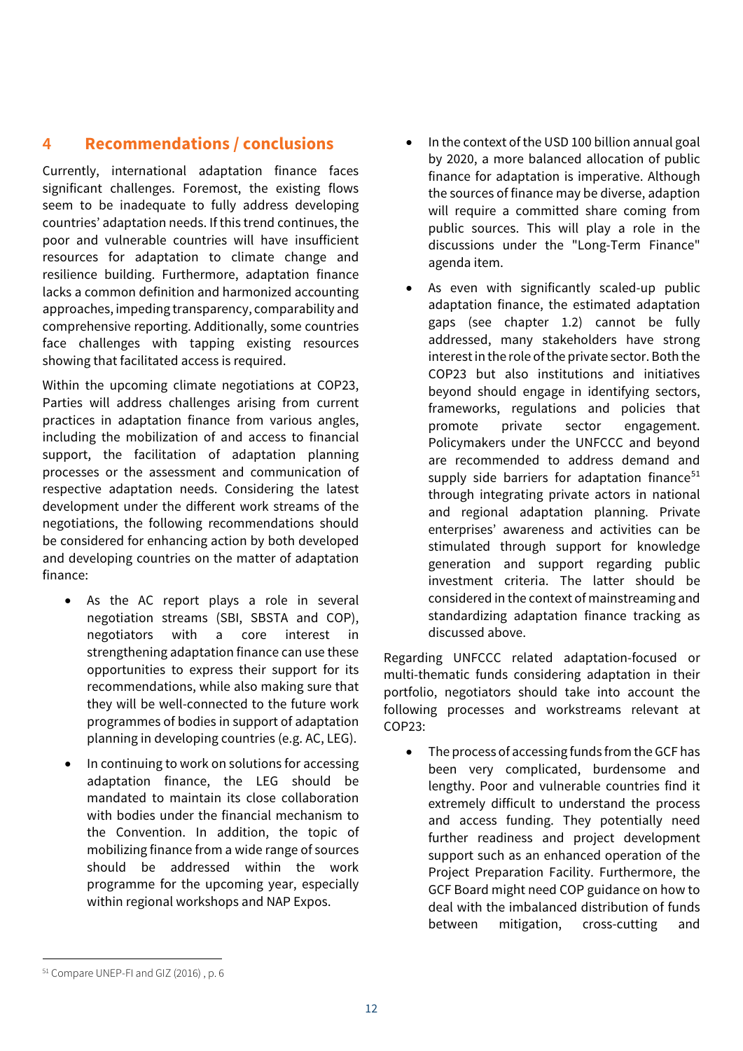## 4 Recommendations / conclusions

Currently, international adaptation finance faces significant challenges. Foremost, the existing flows seem to be inadequate to fully address developing countries' adaptation needs. If this trend continues, the poor and vulnerable countries will have insufficient resources for adaptation to climate change and resilience building. Furthermore, adaptation finance lacks a common definition and harmonized accounting approaches, impeding transparency, comparability and comprehensive reporting. Additionally, some countries face challenges with tapping existing resources showing that facilitated access is required.

Within the upcoming climate negotiations at COP23, Parties will address challenges arising from current practices in adaptation finance from various angles, including the mobilization of and access to financial support, the facilitation of adaptation planning processes or the assessment and communication of respective adaptation needs. Considering the latest development under the different work streams of the negotiations, the following recommendations should be considered for enhancing action by both developed and developing countries on the matter of adaptation finance:

- As the AC report plays a role in several negotiation streams (SBI, SBSTA and COP), negotiators with a core interest in strengthening adaptation finance can use these opportunities to express their support for its recommendations, while also making sure that they will be well-connected to the future work programmes of bodies in support of adaptation planning in developing countries (e.g. AC, LEG).
- In continuing to work on solutions for accessing adaptation finance, the LEG should be mandated to maintain its close collaboration with bodies under the financial mechanism to the Convention. In addition, the topic of mobilizing finance from a wide range of sources should be addressed within the work programme for the upcoming year, especially within regional workshops and NAP Expos.
- In the context of the USD 100 billion annual goal by 2020, a more balanced allocation of public finance for adaptation is imperative. Although the sources of finance may be diverse, adaption will require a committed share coming from public sources. This will play a role in the discussions under the "Long-Term Finance" agenda item.
- As even with significantly scaled-up public adaptation finance, the estimated adaptation gaps (see chapter 1.2) cannot be fully addressed, many stakeholders have strong interest in the role of the private sector. Both the COP23 but also institutions and initiatives beyond should engage in identifying sectors, frameworks, regulations and policies that promote private sector engagement. Policymakers under the UNFCCC and beyond are recommended to address demand and supply side barriers for adaptation finance[51] through integrating private actors in national and regional adaptation planning. Private enterprises' awareness and activities can be stimulated through support for knowledge generation and support regarding public investment criteria. The latter should be considered in the context of mainstreaming and standardizing adaptation finance tracking as discussed above.

Regarding UNFCCC related adaptation-focused or multi-thematic funds considering adaptation in their portfolio, negotiators should take into account the following processes and workstreams relevant at COP23:

- The process of accessing funds from the GCF has been very complicated, burdensome and lengthy. Poor and vulnerable countries find it extremely difficult to understand the process and access funding. They potentially need further readiness and project development support such as an enhanced operation of the Project Preparation Facility. Furthermore, the GCF Board might need COP guidance on how to deal with the imbalanced distribution of funds between mitigation, cross-cutting and

[51] Compare UNEP-FI and GIZ (2016) , p. 6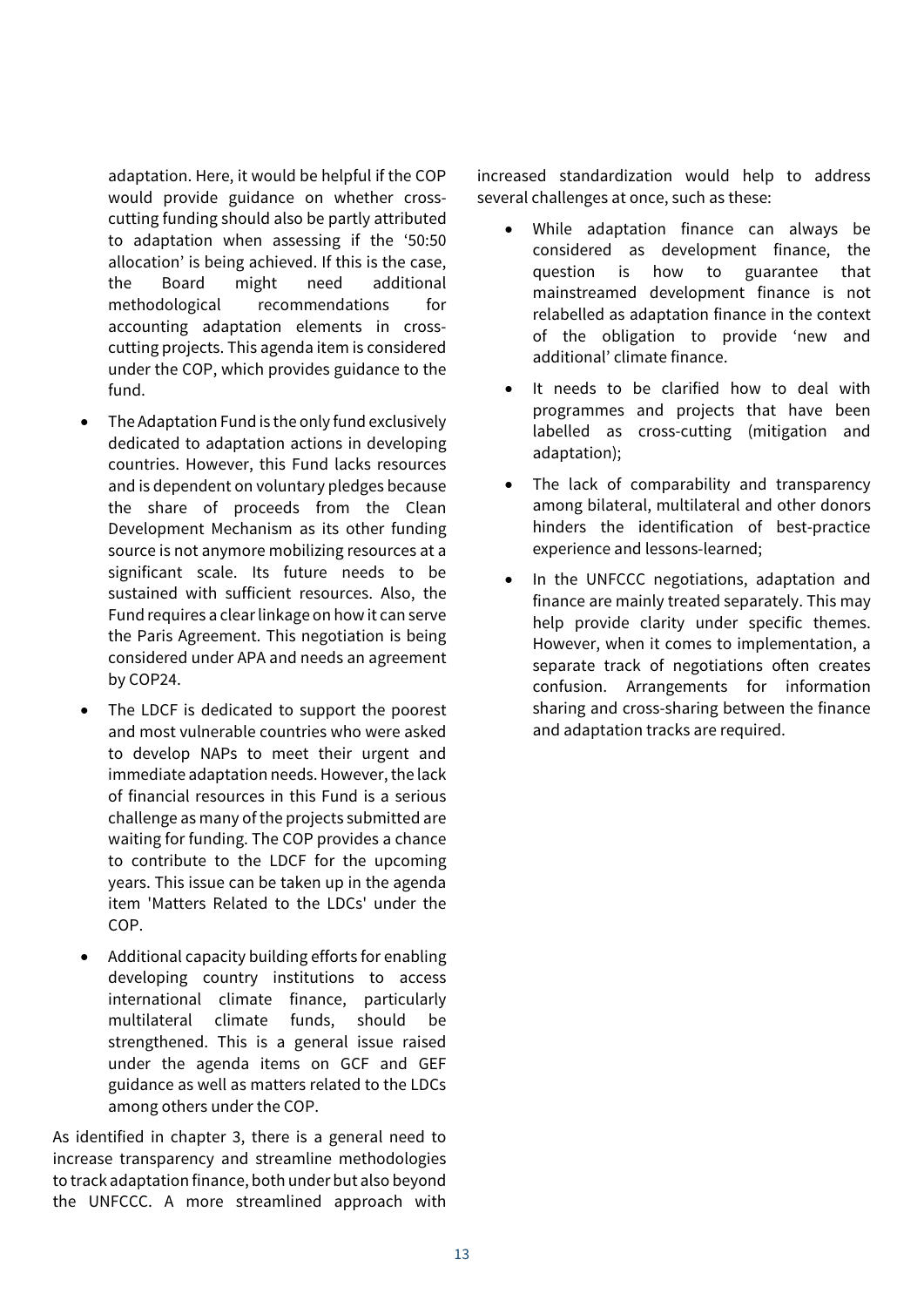adaptation. Here, it would be helpful if the COP would provide guidance on whether cross-cutting funding should also be partly attributed to adaptation when assessing if the '50:50 allocation' is being achieved. If this is the case, the Board might need additional methodological recommendations for accounting adaptation elements in cross-cutting projects. This agenda item is considered under the COP, which provides guidance to the fund.

- The Adaptation Fund is the only fund exclusively dedicated to adaptation actions in developing countries. However, this Fund lacks resources and is dependent on voluntary pledges because the share of proceeds from the Clean Development Mechanism as its other funding source is not anymore mobilizing resources at a significant scale. Its future needs to be sustained with sufficient resources. Also, the Fund requires a clear linkage on how it can serve the Paris Agreement. This negotiation is being considered under APA and needs an agreement by COP24.
- The LDCF is dedicated to support the poorest and most vulnerable countries who were asked to develop NAPs to meet their urgent and immediate adaptation needs. However, the lack of financial resources in this Fund is a serious challenge as many of the projects submitted are waiting for funding. The COP provides a chance to contribute to the LDCF for the upcoming years. This issue can be taken up in the agenda item 'Matters Related to the LDCs' under the COP.
- Additional capacity building efforts for enabling developing country institutions to access international climate finance, particularly multilateral climate funds, should be strengthened. This is a general issue raised under the agenda items on GCF and GEF guidance as well as matters related to the LDCs among others under the COP.

As identified in chapter 3, there is a general need to increase transparency and streamline methodologies to track adaptation finance, both under but also beyond the UNFCCC. A more streamlined approach with increased standardization would help to address several challenges at once, such as these:

- While adaptation finance can always be considered as development finance, the question is how to guarantee that mainstreamed development finance is not relabelled as adaptation finance in the context of the obligation to provide 'new and additional' climate finance.
- It needs to be clarified how to deal with programmes and projects that have been labelled as cross-cutting (mitigation and adaptation);
- The lack of comparability and transparency among bilateral, multilateral and other donors hinders the identification of best-practice experience and lessons-learned;
- In the UNFCCC negotiations, adaptation and finance are mainly treated separately. This may help provide clarity under specific themes. However, when it comes to implementation, a separate track of negotiations often creates confusion. Arrangements for information sharing and cross-sharing between the finance and adaptation tracks are required.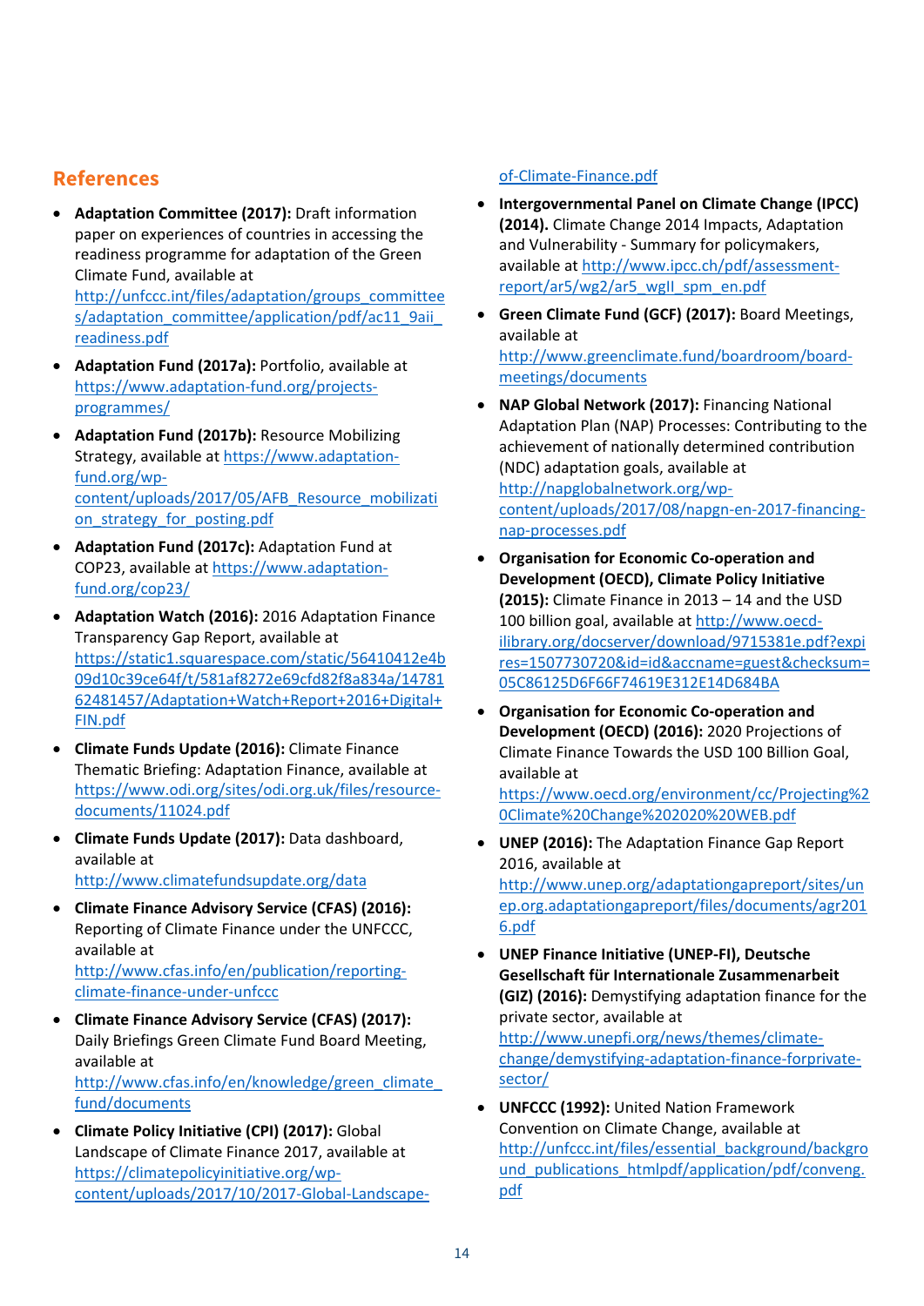## References

- **Adaptation Committee (2017):** Draft information paper on experiences of countries in accessing the readiness programme for adaptation of the Green Climate Fund, available at http://unfccc.int/files/adaptation/groups_committees/adaptation_committee/application/pdf/ac11_9aii_readiness.pdf
- **Adaptation Fund (2017a):** Portfolio, available at https://www.adaptation-fund.org/projects-programmes/
- **Adaptation Fund (2017b):** Resource Mobilizing Strategy, available at https://www.adaptation-fund.org/wp-content/uploads/2017/05/AFB_Resource_mobilization_strategy_for_posting.pdf
- **Adaptation Fund (2017c):** Adaptation Fund at COP23, available at https://www.adaptation-fund.org/cop23/
- **Adaptation Watch (2016):** 2016 Adaptation Finance Transparency Gap Report, available at https://static1.squarespace.com/static/56410412e4b09d10c39ce64f/t/581af8272e69cfd82f8a834a/1478162481457/Adaptation+Watch+Report+2016+Digital+FIN.pdf
- **Climate Funds Update (2016):** Climate Finance Thematic Briefing: Adaptation Finance, available at https://www.odi.org/sites/odi.org.uk/files/resource-documents/11024.pdf
- **Climate Funds Update (2017):** Data dashboard, available at http://www.climatefundsupdate.org/data
- **Climate Finance Advisory Service (CFAS) (2016):** Reporting of Climate Finance under the UNFCCC, available at http://www.cfas.info/en/publication/reporting-climate-finance-under-unfccc
- **Climate Finance Advisory Service (CFAS) (2017):** Daily Briefings Green Climate Fund Board Meeting, available at http://www.cfas.info/en/knowledge/green_climate_fund/documents
- **Climate Policy Initiative (CPI) (2017):** Global Landscape of Climate Finance 2017, available at https://climatepolicyinitiative.org/wp-content/uploads/2017/10/2017-Global-Landscape-of-Climate-Finance.pdf
- **Intergovernmental Panel on Climate Change (IPCC) (2014).** Climate Change 2014 Impacts, Adaptation and Vulnerability - Summary for policymakers, available at http://www.ipcc.ch/pdf/assessment-report/ar5/wg2/ar5_wgII_spm_en.pdf
- **Green Climate Fund (GCF) (2017):** Board Meetings, available at http://www.greenclimate.fund/boardroom/board-meetings/documents
- **NAP Global Network (2017):** Financing National Adaptation Plan (NAP) Processes: Contributing to the achievement of nationally determined contribution (NDC) adaptation goals, available at http://napglobalnetwork.org/wp-content/uploads/2017/08/napgn-en-2017-financing-nap-processes.pdf
- **Organisation for Economic Co-operation and Development (OECD), Climate Policy Initiative (2015):** Climate Finance in 2013 – 14 and the USD 100 billion goal, available at http://www.oecd-ilibrary.org/docserver/download/9715381e.pdf?expires=1507730720&id=id&accname=guest&checksum=05C86125D6F66F74619E312E14D684BA
- **Organisation for Economic Co-operation and Development (OECD) (2016):** 2020 Projections of Climate Finance Towards the USD 100 Billion Goal, available at https://www.oecd.org/environment/cc/Projecting%20Climate%20Change%202020%20WEB.pdf
- **UNEP (2016):** The Adaptation Finance Gap Report 2016, available at http://www.unep.org/adaptationgapreport/sites/unep.org.adaptationgapreport/files/documents/agr2016.pdf
- **UNEP Finance Initiative (UNEP-FI), Deutsche Gesellschaft für Internationale Zusammenarbeit (GIZ) (2016):** Demystifying adaptation finance for the private sector, available at http://www.unepfi.org/news/themes/climate-change/demystifying-adaptation-finance-forprivate-sector/
- **UNFCCC (1992):** United Nation Framework Convention on Climate Change, available at http://unfccc.int/files/essential_background/background_publications_htmlpdf/application/pdf/conveng.pdf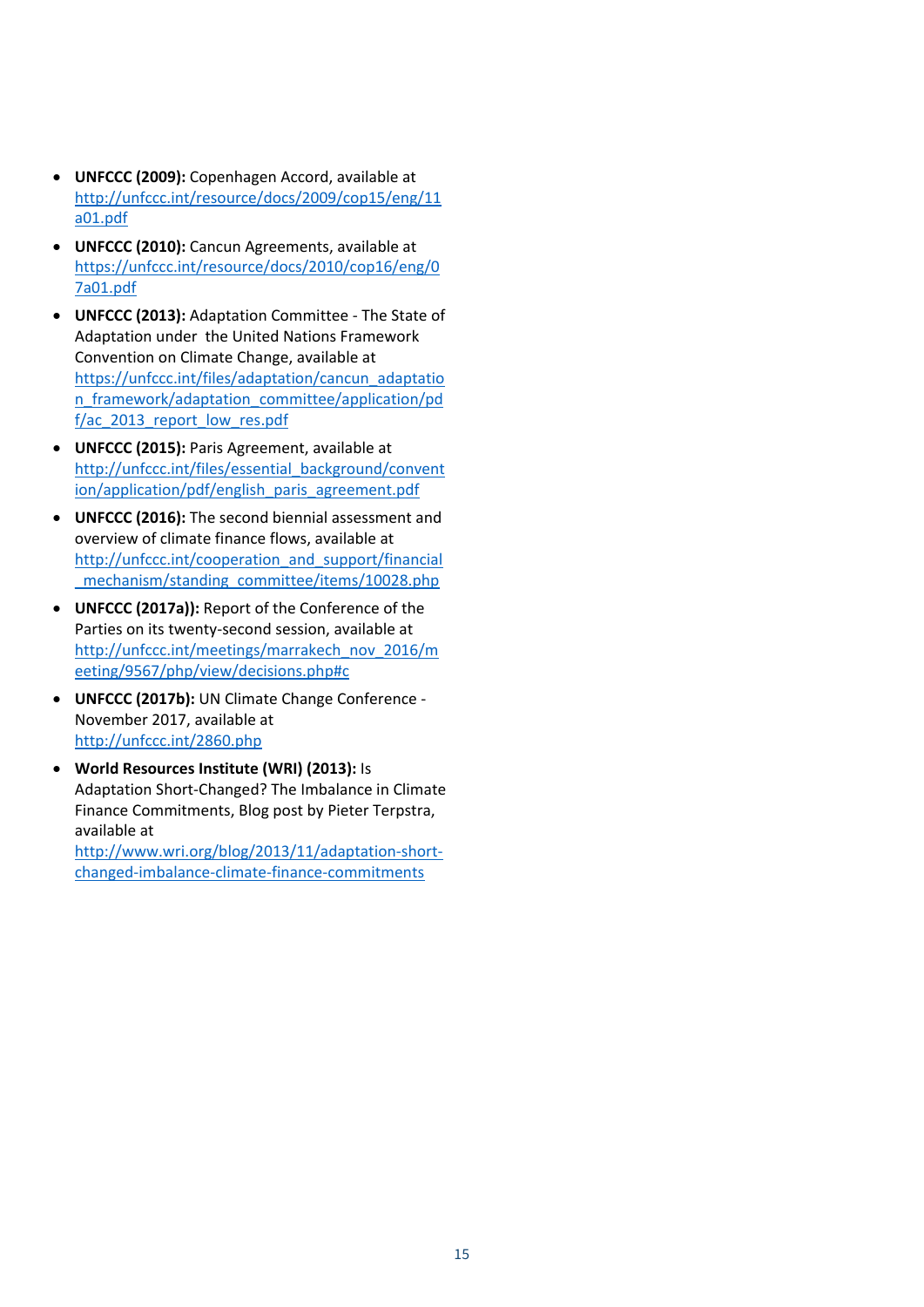- **UNFCCC (2009):** Copenhagen Accord, available at http://unfccc.int/resource/docs/2009/cop15/eng/11a01.pdf
- **UNFCCC (2010):** Cancun Agreements, available at https://unfccc.int/resource/docs/2010/cop16/eng/07a01.pdf
- **UNFCCC (2013):** Adaptation Committee - The State of Adaptation under the United Nations Framework Convention on Climate Change, available at https://unfccc.int/files/adaptation/cancun_adaptation_framework/adaptation_committee/application/pdf/ac_2013_report_low_res.pdf
- **UNFCCC (2015):** Paris Agreement, available at http://unfccc.int/files/essential_background/convention/application/pdf/english_paris_agreement.pdf
- **UNFCCC (2016):** The second biennial assessment and overview of climate finance flows, available at http://unfccc.int/cooperation_and_support/financial_mechanism/standing_committee/items/10028.php
- **UNFCCC (2017a)):** Report of the Conference of the Parties on its twenty-second session, available at http://unfccc.int/meetings/marrakech_nov_2016/meeting/9567/php/view/decisions.php#c
- **UNFCCC (2017b):** UN Climate Change Conference - November 2017, available at http://unfccc.int/2860.php
- **World Resources Institute (WRI) (2013):** Is Adaptation Short-Changed? The Imbalance in Climate Finance Commitments, Blog post by Pieter Terpstra, available at http://www.wri.org/blog/2013/11/adaptation-short-changed-imbalance-climate-finance-commitments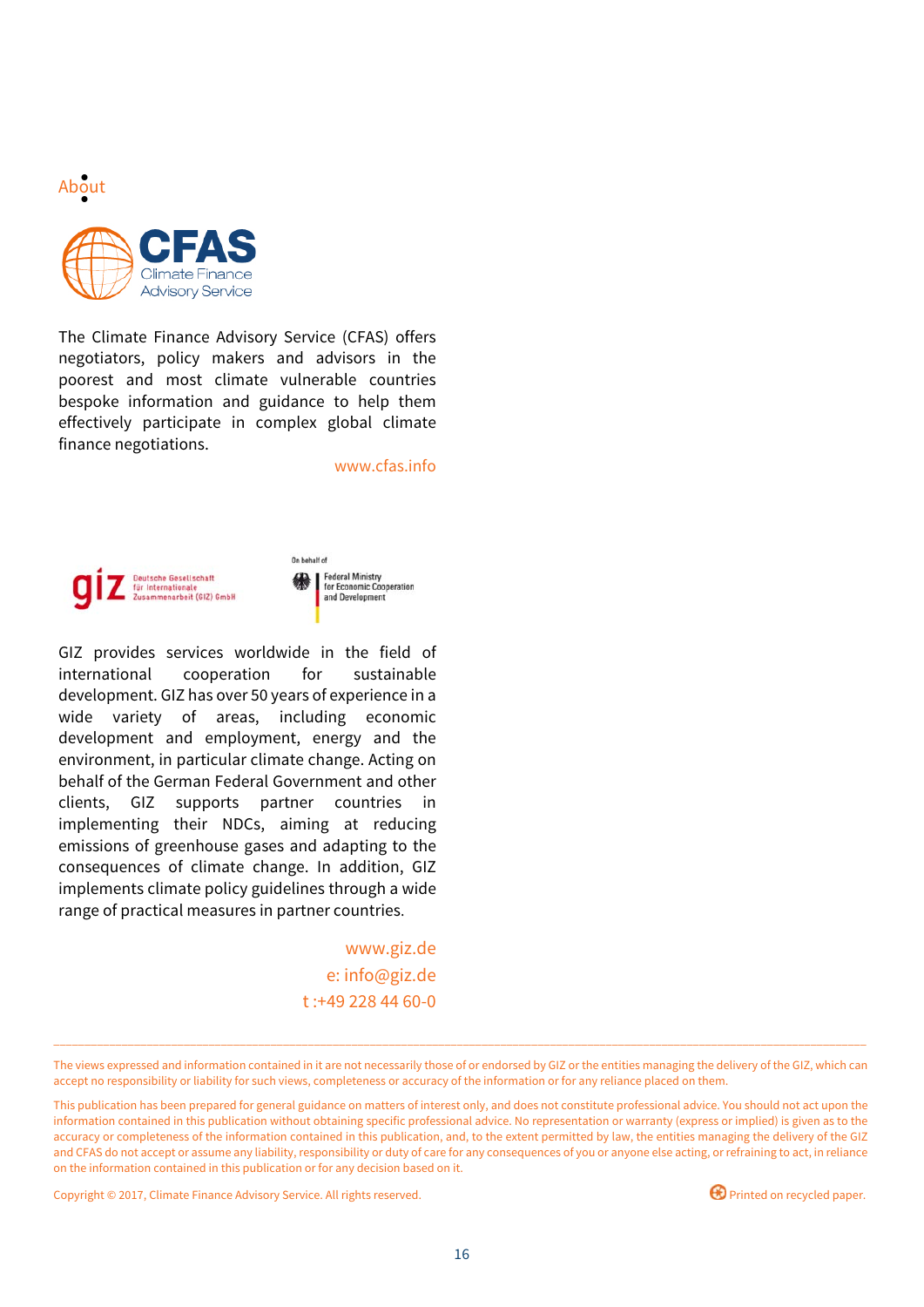## About

The Climate Finance Advisory Service (CFAS) offers negotiators, policy makers and advisors in the poorest and most climate vulnerable countries bespoke information and guidance to help them effectively participate in complex global climate finance negotiations.

www.cfas.info

GIZ provides services worldwide in the field of international cooperation for sustainable development. GIZ has over 50 years of experience in a wide variety of areas, including economic development and employment, energy and the environment, in particular climate change. Acting on behalf of the German Federal Government and other clients, GIZ supports partner countries in implementing their NDCs, aiming at reducing emissions of greenhouse gases and adapting to the consequences of climate change. In addition, GIZ implements climate policy guidelines through a wide range of practical measures in partner countries.

www.giz.de
e: info@giz.de
t :+49 228 44 60-0

---

The views expressed and information contained in it are not necessarily those of or endorsed by GIZ or the entities managing the delivery of the GIZ, which can accept no responsibility or liability for such views, completeness or accuracy of the information or for any reliance placed on them.

This publication has been prepared for general guidance on matters of interest only, and does not constitute professional advice. You should not act upon the information contained in this publication without obtaining specific professional advice. No representation or warranty (express or implied) is given as to the accuracy or completeness of the information contained in this publication, and, to the extent permitted by law, the entities managing the delivery of the GIZ and CFAS do not accept or assume any liability, responsibility or duty of care for any consequences of you or anyone else acting, or refraining to act, in reliance on the information contained in this publication or for any decision based on it.

Copyright © 2017, Climate Finance Advisory Service. All rights reserved.

Printed on recycled paper.